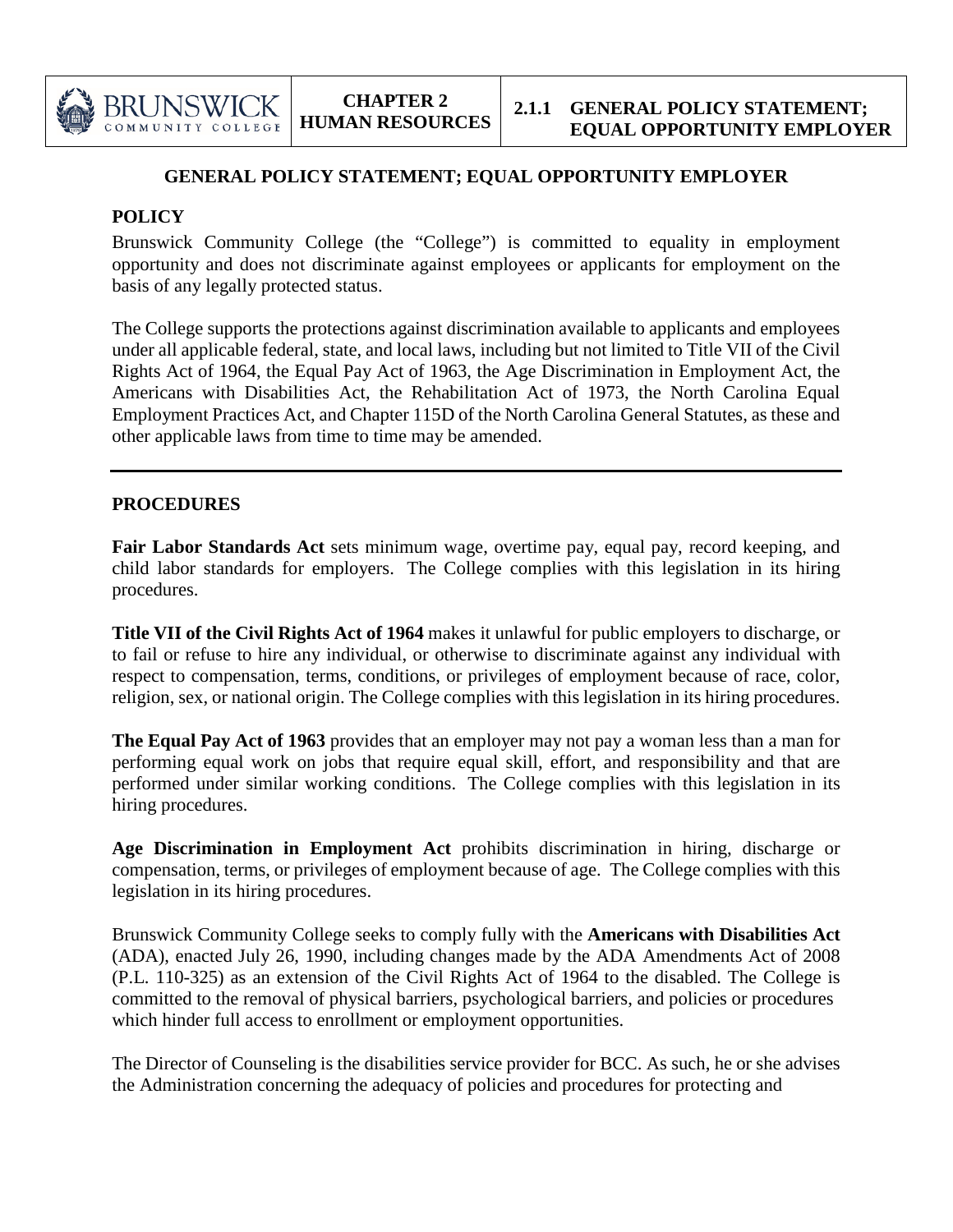# GENERAL POLICY STATEMENT; EQUAL OPPORTUNITY EMPLOYER

## POLICY

Brunswick Community College (the "College") is committed to equality in employment opportunity and does not discriminate against employees or applicants for employment on the basis of any legally protected status.

The College supports the protections against discrimination available to applicants and employees under all applicable federal, state, and local laws, including but not limited to Title VII of the Civil Rights Act of 1964, the Equal Pay Act of 1963, the Age Discrimination in Employment Act, the Americans with Disabilities Act, the Rehabilitation Act of 1973, the North Carolina Equal Employment Practices Act, and Chapter 115D of the North Carolina General Statutes, as these and other applicable laws from time to time may be amended.

---

## PROCEDURES

**Fair Labor Standards Act** sets minimum wage, overtime pay, equal pay, record keeping, and child labor standards for employers. The College complies with this legislation in its hiring procedures.

**Title VII of the Civil Rights Act of 1964** makes it unlawful for public employers to discharge, or to fail or refuse to hire any individual, or otherwise to discriminate against any individual with respect to compensation, terms, conditions, or privileges of employment because of race, color, religion, sex, or national origin. The College complies with this legislation in its hiring procedures.

**The Equal Pay Act of 1963** provides that an employer may not pay a woman less than a man for performing equal work on jobs that require equal skill, effort, and responsibility and that are performed under similar working conditions. The College complies with this legislation in its hiring procedures.

**Age Discrimination in Employment Act** prohibits discrimination in hiring, discharge or compensation, terms, or privileges of employment because of age. The College complies with this legislation in its hiring procedures.

Brunswick Community College seeks to comply fully with the **Americans with Disabilities Act** (ADA), enacted July 26, 1990, including changes made by the ADA Amendments Act of 2008 (P.L. 110-325) as an extension of the Civil Rights Act of 1964 to the disabled. The College is committed to the removal of physical barriers, psychological barriers, and policies or procedures which hinder full access to enrollment or employment opportunities.

The Director of Counseling is the disabilities service provider for BCC. As such, he or she advises the Administration concerning the adequacy of policies and procedures for protecting and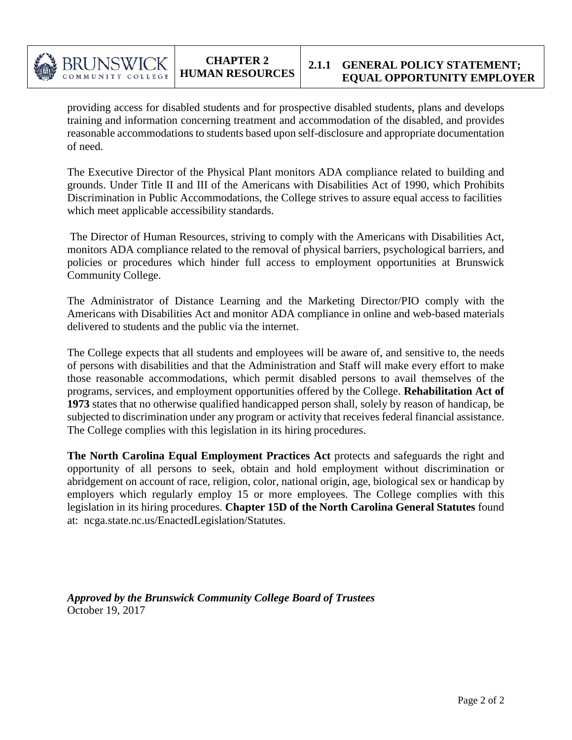providing access for disabled students and for prospective disabled students, plans and develops training and information concerning treatment and accommodation of the disabled, and provides reasonable accommodations to students based upon self-disclosure and appropriate documentation of need.

The Executive Director of the Physical Plant monitors ADA compliance related to building and grounds. Under Title II and III of the Americans with Disabilities Act of 1990, which Prohibits Discrimination in Public Accommodations, the College strives to assure equal access to facilities which meet applicable accessibility standards.

The Director of Human Resources, striving to comply with the Americans with Disabilities Act, monitors ADA compliance related to the removal of physical barriers, psychological barriers, and policies or procedures which hinder full access to employment opportunities at Brunswick Community College.

The Administrator of Distance Learning and the Marketing Director/PIO comply with the Americans with Disabilities Act and monitor ADA compliance in online and web-based materials delivered to students and the public via the internet.

The College expects that all students and employees will be aware of, and sensitive to, the needs of persons with disabilities and that the Administration and Staff will make every effort to make those reasonable accommodations, which permit disabled persons to avail themselves of the programs, services, and employment opportunities offered by the College. **Rehabilitation Act of 1973** states that no otherwise qualified handicapped person shall, solely by reason of handicap, be subjected to discrimination under any program or activity that receives federal financial assistance. The College complies with this legislation in its hiring procedures.

**The North Carolina Equal Employment Practices Act** protects and safeguards the right and opportunity of all persons to seek, obtain and hold employment without discrimination or abridgement on account of race, religion, color, national origin, age, biological sex or handicap by employers which regularly employ 15 or more employees. The College complies with this legislation in its hiring procedures. **Chapter 15D of the North Carolina General Statutes** found at: ncga.state.nc.us/EnactedLegislation/Statutes.

***Approved by the Brunswick Community College Board of Trustees***
October 19, 2017